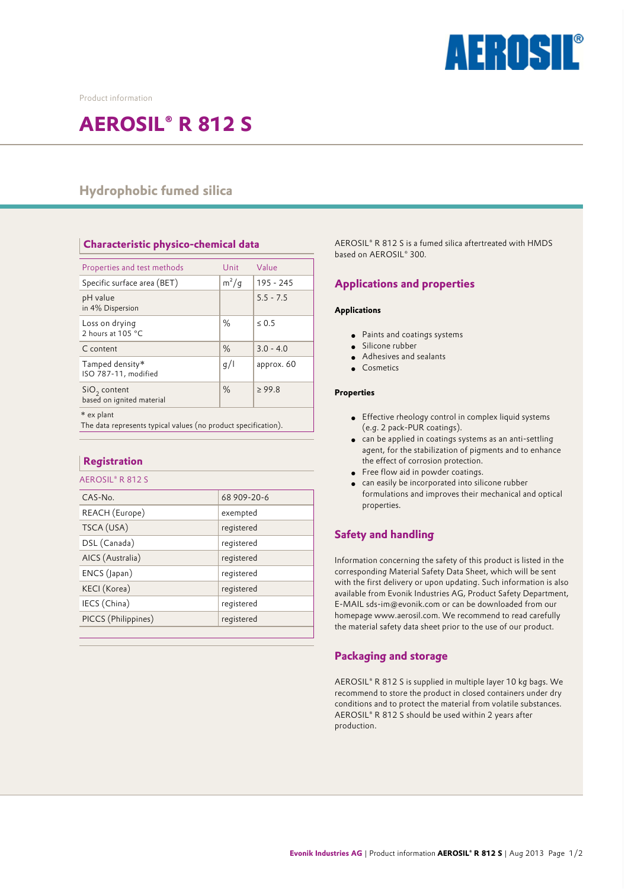Product information

# AEROSIL® R 812 S

## Hydrophobic fumed silica

### Characteristic physico-chemical data

| Properties and test methods | Unit | Value |
|---|---|---|
| Specific surface area (BET) | $m^2/g$ | 195 - 245 |
| pH value<br>in 4% Dispersion | | 5.5 - 7.5 |
| Loss on drying<br>2 hours at 105 °C | % | ≤ 0.5 |
| C content | % | 3.0 - 4.0 |
| Tamped density*<br>ISO 787-11, modified | g/l | approx. 60 |
| $SiO_2$ content<br>based on ignited material | % | ≥ 99.8 |

\* ex plant
The data represents typical values (no product specification).

### Registration

AEROSIL® R 812 S

| | |
|---|---|
| CAS-No. | 68 909-20-6 |
| REACH (Europe) | exempted |
| TSCA (USA) | registered |
| DSL (Canada) | registered |
| AICS (Australia) | registered |
| ENCS (Japan) | registered |
| KECI (Korea) | registered |
| IECS (China) | registered |
| PICCS (Philippines) | registered |

AEROSIL® R 812 S is a fumed silica aftertreated with HMDS based on AEROSIL® 300.

### Applications and properties

**Applications**

- Paints and coatings systems
- Silicone rubber
- Adhesives and sealants
- Cosmetics

**Properties**

- Effective rheology control in complex liquid systems (e.g. 2 pack-PUR coatings).
- can be applied in coatings systems as an anti-settling agent, for the stabilization of pigments and to enhance the effect of corrosion protection.
- Free flow aid in powder coatings.
- can easily be incorporated into silicone rubber formulations and improves their mechanical and optical properties.

### Safety and handling

Information concerning the safety of this product is listed in the corresponding Material Safety Data Sheet, which will be sent with the first delivery or upon updating. Such information is also available from Evonik Industries AG, Product Safety Department, E-MAIL sds-im@evonik.com or can be downloaded from our homepage www.aerosil.com. We recommend to read carefully the material safety data sheet prior to the use of our product.

### Packaging and storage

AEROSIL® R 812 S is supplied in multiple layer 10 kg bags. We recommend to store the product in closed containers under dry conditions and to protect the material from volatile substances. AEROSIL® R 812 S should be used within 2 years after production.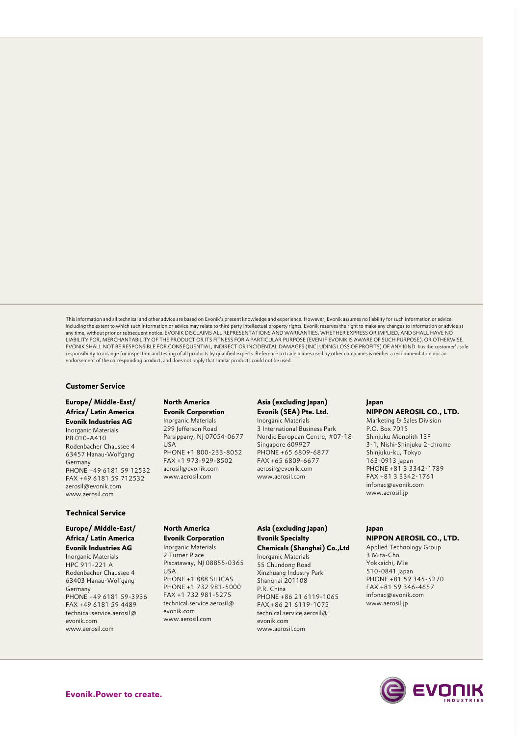This information and all technical and other advice are based on Evonik's present knowledge and experience. However, Evonik assumes no liability for such information or advice, including the extent to which such information or advice may relate to third party intellectual property rights. Evonik reserves the right to make any changes to information or advice at any time, without prior or subsequent notice. EVONIK DISCLAIMS ALL REPRESENTATIONS AND WARRANTIES, WHETHER EXPRESS OR IMPLIED, AND SHALL HAVE NO LIABILITY FOR, MERCHANTABILITY OF THE PRODUCT OR ITS FITNESS FOR A PARTICULAR PURPOSE (EVEN IF EVONIK IS AWARE OF SUCH PURPOSE), OR OTHERWISE. EVONIK SHALL NOT BE RESPONSIBLE FOR CONSEQUENTIAL, INDIRECT OR INCIDENTAL DAMAGES (INCLUDING LOSS OF PROFITS) OF ANY KIND. It is the customer's sole responsibility to arrange for inspection and testing of all products by qualified experts. Reference to trade names used by other companies is neither a recommendation nor an endorsement of the corresponding product, and does not imply that similar products could not be used.

## Customer Service

**Europe/ Middle-East/ Africa/ Latin America**
**Evonik Industries AG**
Inorganic Materials
PB 010-A410
Rodenbacher Chaussee 4
63457 Hanau-Wolfgang
Germany
PHONE +49 6181 59 12532
FAX +49 6181 59 712532
aerosil@evonik.com
www.aerosil.com

**North America**
**Evonik Corporation**
Inorganic Materials
299 Jefferson Road
Parsippany, NJ 07054-0677
USA
PHONE +1 800-233-8052
FAX +1 973-929-8502
aerosil@evonik.com
www.aerosil.com

**Asia (excluding Japan)**
**Evonik (SEA) Pte. Ltd.**
Inorganic Materials
3 International Business Park
Nordic European Centre, #07-18
Singapore 609927
PHONE +65 6809-6877
FAX +65 6809-6677
aerosil@evonik.com
www.aerosil.com

**Japan**
**NIPPON AEROSIL CO., LTD.**
Marketing & Sales Division
P.O. Box 7015
Shinjuku Monolith 13F
3-1, Nishi-Shinjuku 2-chrome
Shinjuku-ku, Tokyo
163-0913 Japan
PHONE +81 3 3342-1789
FAX +81 3 3342-1761
infonac@evonik.com
www.aerosil.jp

## Technical Service

**Europe/ Middle-East/ Africa/ Latin America**
**Evonik Industries AG**
Inorganic Materials
HPC 911-221 A
Rodenbacher Chaussee 4
63403 Hanau-Wolfgang
Germany
PHONE +49 6181 59-3936
FAX +49 6181 59 4489
technical.service.aerosil@evonik.com
www.aerosil.com

**North America**
**Evonik Corporation**
Inorganic Materials
2 Turner Place
Piscataway, NJ 08855-0365
USA
PHONE +1 888 SILICAS
PHONE +1 732 981-5000
FAX +1 732 981-5275
technical.service.aerosil@evonik.com
www.aerosil.com

**Asia (excluding Japan)**
**Evonik Specialty Chemicals (Shanghai) Co.,Ltd**
Inorganic Materials
55 Chundong Road
Xinzhuang Industry Park
Shanghai 201108
P.R. China
PHONE +86 21 6119-1065
FAX +86 21 6119-1075
technical.service.aerosil@evonik.com
www.aerosil.com

**Japan**
**NIPPON AEROSIL CO., LTD.**
Applied Technology Group
3 Mita-Cho
Yokkaichi, Mie
510-0841 Japan
PHONE +81 59 345-5270
FAX +81 59 346-4657
infonac@evonik.com
www.aerosil.jp

**Evonik.Power to create.**

EVONIK INDUSTRIES